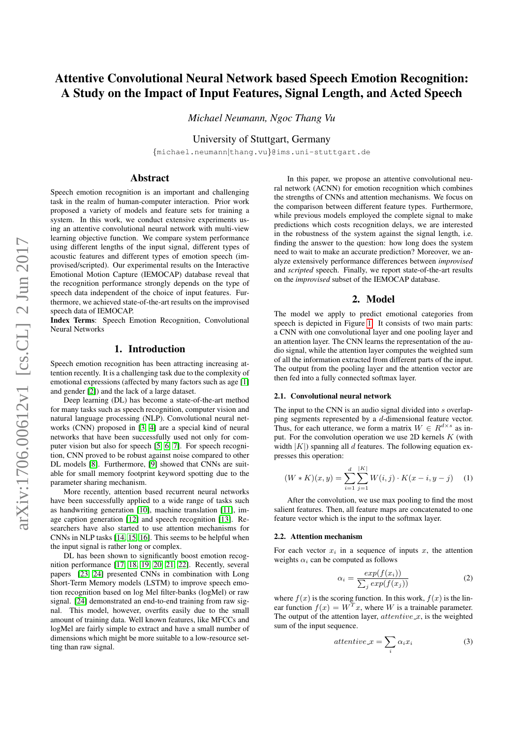# Attentive Convolutional Neural Network based Speech Emotion Recognition: A Study on the Impact of Input Features, Signal Length, and Acted Speech

*Michael Neumann, Ngoc Thang Vu*

University of Stuttgart, Germany

{michael.neumann|thang.vu}@ims.uni-stuttgart.de

## Abstract

Speech emotion recognition is an important and challenging task in the realm of human-computer interaction. Prior work proposed a variety of models and feature sets for training a system. In this work, we conduct extensive experiments using an attentive convolutional neural network with multi-view learning objective function. We compare system performance using different lengths of the input signal, different types of acoustic features and different types of emotion speech (improvised/scripted). Our experimental results on the Interactive Emotional Motion Capture (IEMOCAP) database reveal that the recognition performance strongly depends on the type of speech data independent of the choice of input features. Furthermore, we achieved state-of-the-art results on the improvised speech data of IEMOCAP.

**Index Terms**: Speech Emotion Recognition, Convolutional Neural Networks

## 1. Introduction

Speech emotion recognition has been attracting increasing attention recently. It is a challenging task due to the complexity of emotional expressions (affected by many factors such as age [1] and gender [2]) and the lack of a large dataset.

Deep learning (DL) has become a state-of-the-art method for many tasks such as speech recognition, computer vision and natural language processing (NLP). Convolutional neural networks (CNN) proposed in [3, 4] are a special kind of neural networks that have been successfully used not only for computer vision but also for speech [5, 6, 7]. For speech recognition, CNN proved to be robust against noise compared to other DL models [8]. Furthermore, [9] showed that CNNs are suitable for small memory footprint keyword spotting due to the parameter sharing mechanism.

More recently, attention based recurrent neural networks have been successfully applied to a wide range of tasks such as handwriting generation [10], machine translation [11], image caption generation [12] and speech recognition [13]. Researchers have also started to use attention mechanisms for CNNs in NLP tasks [14, 15, 16]. This seems to be helpful when the input signal is rather long or complex.

DL has been shown to significantly boost emotion recognition performance [17, 18, 19, 20, 21, 22]. Recently, several papers [23, 24] presented CNNs in combination with Long Short-Term Memory models (LSTM) to improve speech emotion recognition based on log Mel filter-banks (logMel) or raw signal. [24] demonstrated an end-to-end training from raw signal. This model, however, overfits easily due to the small amount of training data. Well known features, like MFCCs and logMel are fairly simple to extract and have a small number of dimensions which might be more suitable to a low-resource setting than raw signal.

In this paper, we propose an attentive convolutional neural network (ACNN) for emotion recognition which combines the strengths of CNNs and attention mechanisms. We focus on the comparison between different feature types. Furthermore, while previous models employed the complete signal to make predictions which costs recognition delays, we are interested in the robustness of the system against the signal length, i.e. finding the answer to the question: how long does the system need to wait to make an accurate prediction? Moreover, we analyze extensively performance differences between *improvised* and *scripted* speech. Finally, we report state-of-the-art results on the *improvised* subset of the IEMOCAP database.

## 2. Model

The model we apply to predict emotional categories from speech is depicted in Figure 1. It consists of two main parts: a CNN with one convolutional layer and one pooling layer and an attention layer. The CNN learns the representation of the audio signal, while the attention layer computes the weighted sum of all the information extracted from different parts of the input. The output from the pooling layer and the attention vector are then fed into a fully connected softmax layer.

### 2.1. Convolutional neural network

The input to the CNN is an audio signal divided into $s$ overlapping segments represented by a $d$-dimensional feature vector. Thus, for each utterance, we form a matrix $W \in R^{d \times s}$ as input. For the convolution operation we use 2D kernels $K$ (with width $|K|$) spanning all $d$ features. The following equation expresses this operation:

$$(W * K)(x, y) = \sum_{i=1}^{d} \sum_{j=1}^{|K|} W(i, j) \cdot K(x - i, y - j) \quad (1)$$

After the convolution, we use max pooling to find the most salient features. Then, all feature maps are concatenated to one feature vector which is the input to the softmax layer.

### 2.2. Attention mechanism

For each vector $x_i$ in a sequence of inputs $x$, the attention weights $\alpha_i$ can be computed as follows

$$\alpha_i = \frac{exp(f(x_i))}{\sum_j exp(f(x_j))} \quad (2)$$

where $f(x)$ is the scoring function. In this work, $f(x)$ is the linear function $f(x) = W^T x$, where $W$ is a trainable parameter. The output of the attention layer, $attentive\_x$, is the weighted sum of the input sequence.

$$attentive\_x = \sum_i \alpha_i x_i \quad (3)$$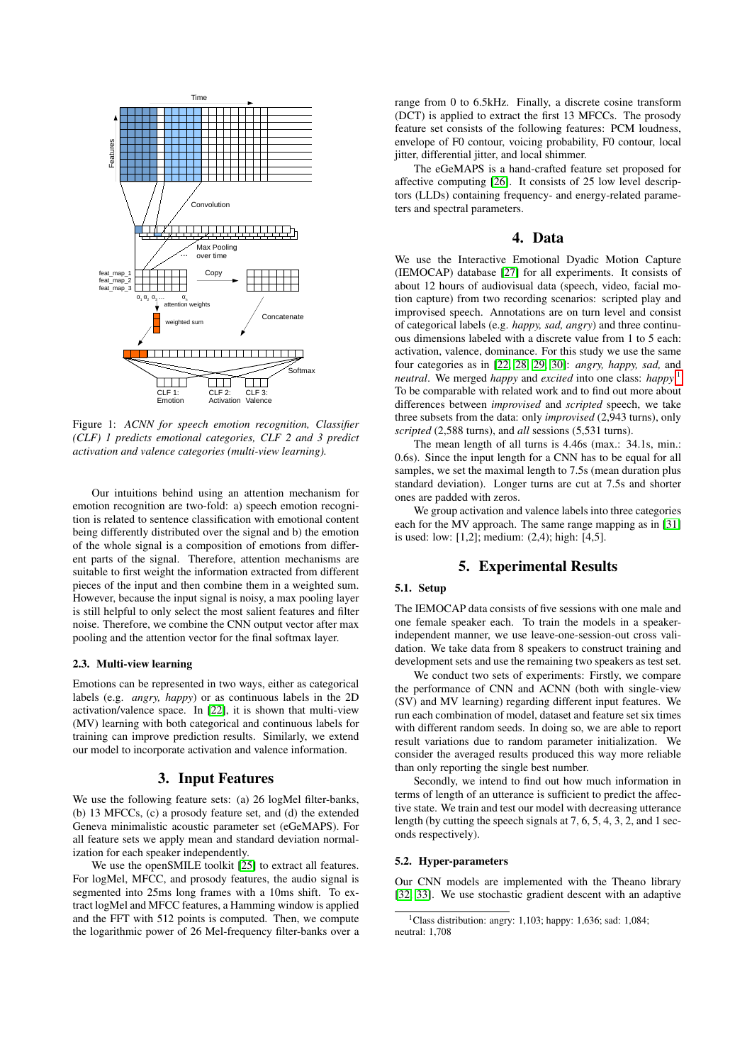Figure 1: *ACNN for speech emotion recognition, Classifier (CLF) 1 predicts emotional categories, CLF 2 and 3 predict activation and valence categories (multi-view learning).*

Our intuitions behind using an attention mechanism for emotion recognition are two-fold: a) speech emotion recognition is related to sentence classification with emotional content being differently distributed over the signal and b) the emotion of the whole signal is a composition of emotions from different parts of the signal. Therefore, attention mechanisms are suitable to first weight the information extracted from different pieces of the input and then combine them in a weighted sum. However, because the input signal is noisy, a max pooling layer is still helpful to only select the most salient features and filter noise. Therefore, we combine the CNN output vector after max pooling and the attention vector for the final softmax layer.

### 2.3. Multi-view learning

Emotions can be represented in two ways, either as categorical labels (e.g. *angry, happy*) or as continuous labels in the 2D activation/valence space. In [22], it is shown that multi-view (MV) learning with both categorical and continuous labels for training can improve prediction results. Similarly, we extend our model to incorporate activation and valence information.

## 3. Input Features

We use the following feature sets: (a) 26 logMel filter-banks, (b) 13 MFCCs, (c) a prosody feature set, and (d) the extended Geneva minimalistic acoustic parameter set (eGeMAPS). For all feature sets we apply mean and standard deviation normalization for each speaker independently.

We use the openSMILE toolkit [25] to extract all features. For logMel, MFCC, and prosody features, the audio signal is segmented into 25ms long frames with a 10ms shift. To extract logMel and MFCC features, a Hamming window is applied and the FFT with 512 points is computed. Then, we compute the logarithmic power of 26 Mel-frequency filter-banks over a range from 0 to 6.5kHz. Finally, a discrete cosine transform (DCT) is applied to extract the first 13 MFCCs. The prosody feature set consists of the following features: PCM loudness, envelope of F0 contour, voicing probability, F0 contour, local jitter, differential jitter, and local shimmer.

The eGeMAPS is a hand-crafted feature set proposed for affective computing [26]. It consists of 25 low level descriptors (LLDs) containing frequency- and energy-related parameters and spectral parameters.

## 4. Data

We use the Interactive Emotional Dyadic Motion Capture (IEMOCAP) database [27] for all experiments. It consists of about 12 hours of audiovisual data (speech, video, facial motion capture) from two recording scenarios: scripted play and improvised speech. Annotations are on turn level and consist of categorical labels (e.g. *happy, sad, angry*) and three continuous dimensions labeled with a discrete value from 1 to 5 each: activation, valence, dominance. For this study we use the same four categories as in [22, 28, 29, 30]: *angry, happy, sad,* and *neutral*. We merged *happy* and *excited* into one class: *happy*[1]. To be comparable with related work and to find out more about differences between *improvised* and *scripted* speech, we take three subsets from the data: only *improvised* (2,943 turns), only *scripted* (2,588 turns), and *all* sessions (5,531 turns).

The mean length of all turns is 4.46s (max.: 34.1s, min.: 0.6s). Since the input length for a CNN has to be equal for all samples, we set the maximal length to 7.5s (mean duration plus standard deviation). Longer turns are cut at 7.5s and shorter ones are padded with zeros.

We group activation and valence labels into three categories each for the MV approach. The same range mapping as in [31] is used: low: [1,2]; medium: (2,4); high: [4,5].

## 5. Experimental Results

### 5.1. Setup

The IEMOCAP data consists of five sessions with one male and one female speaker each. To train the models in a speaker-independent manner, we use leave-one-session-out cross validation. We take data from 8 speakers to construct training and development sets and use the remaining two speakers as test set.

We conduct two sets of experiments: Firstly, we compare the performance of CNN and ACNN (both with single-view (SV) and MV learning) regarding different input features. We run each combination of model, dataset and feature set six times with different random seeds. In doing so, we are able to report result variations due to random parameter initialization. We consider the averaged results produced this way more reliable than only reporting the single best number.

Secondly, we intend to find out how much information in terms of length of an utterance is sufficient to predict the affective state. We train and test our model with decreasing utterance length (by cutting the speech signals at 7, 6, 5, 4, 3, 2, and 1 seconds respectively).

### 5.2. Hyper-parameters

Our CNN models are implemented with the Theano library [32, 33]. We use stochastic gradient descent with an adaptive

[1] Class distribution: angry: 1,103; happy: 1,636; sad: 1,084; neutral: 1,708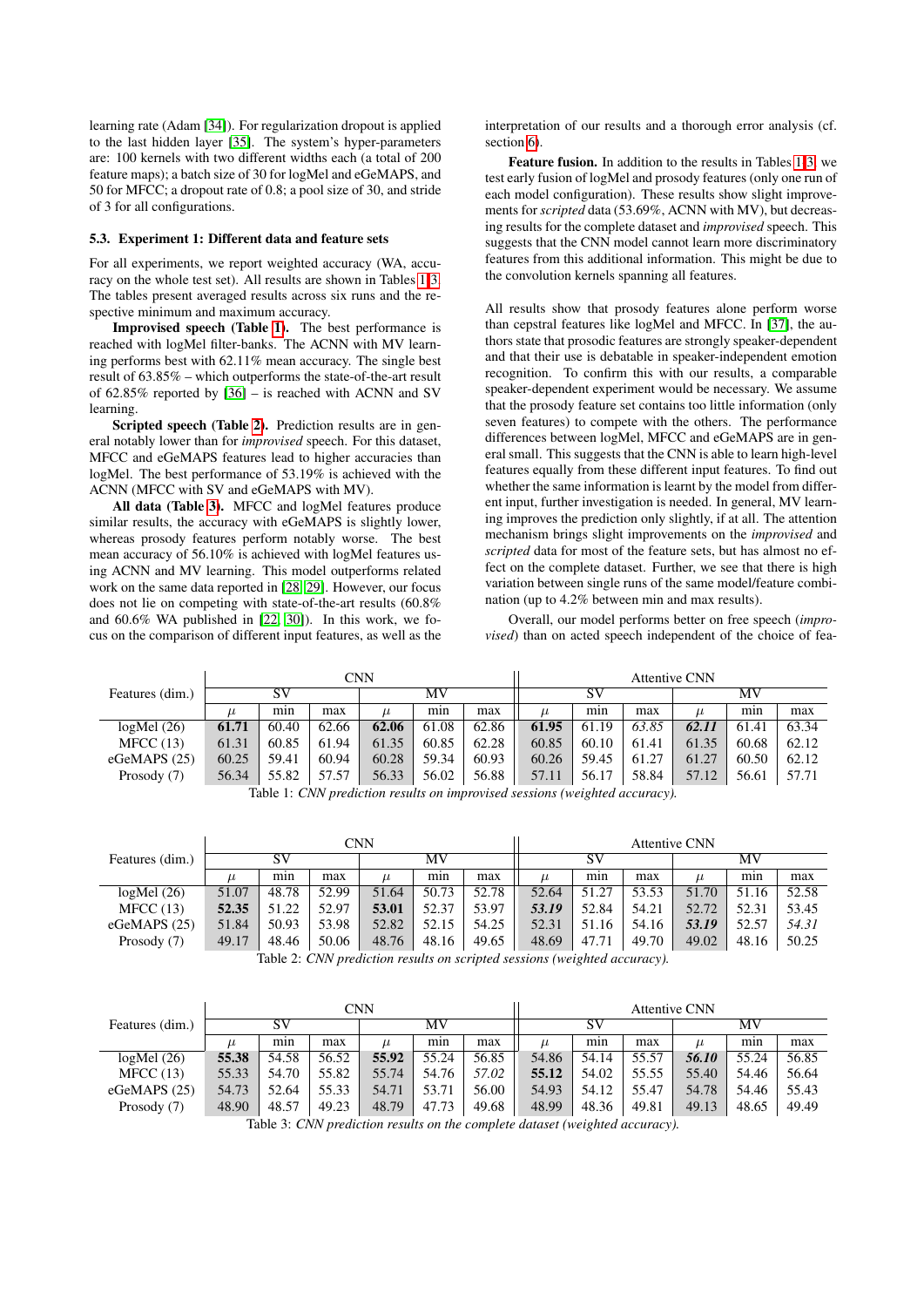learning rate (Adam [34]). For regularization dropout is applied to the last hidden layer [35]. The system's hyper-parameters are: 100 kernels with two different widths each (a total of 200 feature maps); a batch size of 30 for logMel and eGeMAPS, and 50 for MFCC; a dropout rate of 0.8; a pool size of 30, and stride of 3 for all configurations.

### 5.3. Experiment 1: Different data and feature sets

For all experiments, we report weighted accuracy (WA, accuracy on the whole test set). All results are shown in Tables 1-3. The tables present averaged results across six runs and the respective minimum and maximum accuracy.

**Improvised speech (Table 1).** The best performance is reached with logMel filter-banks. The ACNN with MV learning performs best with 62.11% mean accuracy. The single best result of 63.85% – which outperforms the state-of-the-art result of 62.85% reported by [36] – is reached with ACNN and SV learning.

**Scripted speech (Table 2).** Prediction results are in general notably lower than for *improvised* speech. For this dataset, MFCC and eGeMAPS features lead to higher accuracies than logMel. The best performance of 53.19% is achieved with the ACNN (MFCC with SV and eGeMAPS with MV).

**All data (Table 3).** MFCC and logMel features produce similar results, the accuracy with eGeMAPS is slightly lower, whereas prosody features perform notably worse. The best mean accuracy of 56.10% is achieved with logMel features using ACNN and MV learning. This model outperforms related work on the same data reported in [28, 29]. However, our focus does not lie on competing with state-of-the-art results (60.8% and 60.6% WA published in [22, 30]). In this work, we focus on the comparison of different input features, as well as the interpretation of our results and a thorough error analysis (cf. section 6).

**Feature fusion.** In addition to the results in Tables 1-3, we test early fusion of logMel and prosody features (only one run of each model configuration). These results show slight improvements for *scripted* data (53.69%, ACNN with MV), but decreasing results for the complete dataset and *improvised* speech. This suggests that the CNN model cannot learn more discriminatory features from this additional information. This might be due to the convolution kernels spanning all features.

All results show that prosody features alone perform worse than cepstral features like logMel and MFCC. In [37], the authors state that prosodic features are strongly speaker-dependent and that their use is debatable in speaker-independent emotion recognition. To confirm this with our results, a comparable speaker-dependent experiment would be necessary. We assume that the prosody feature set contains too little information (only seven features) to compete with the others. The performance differences between logMel, MFCC and eGeMAPS are in general small. This suggests that the CNN is able to learn high-level features equally from these different input features. To find out whether the same information is learnt by the model from different input, further investigation is needed. In general, MV learning improves the prediction only slightly, if at all. The attention mechanism brings slight improvements on the *improvised* and *scripted* data for most of the feature sets, but has almost no effect on the complete dataset. Further, we see that there is high variation between single runs of the same model/feature combination (up to 4.2% between min and max results).

Overall, our model performs better on free speech (*improvised*) than on acted speech independent of the choice of fea-

| Features (dim.) | CNN | | | | | | Attentive CNN | | | | | |
|---|---|---|---|---|---|---|---|---|---|---|---|---|
| | SV | | | MV | | | SV | | | MV | | |
| | $\mu$ | min | max | $\mu$ | min | max | $\mu$ | min | max | $\mu$ | min | max |
| logMel (26) | **61.71** | 60.40 | 62.66 | **62.06** | 61.08 | 62.86 | **61.95** | 61.19 | *63.85* | ***62.11*** | 61.41 | 63.34 |
| MFCC (13) | 61.31 | 60.85 | 61.94 | 61.35 | 60.85 | 62.28 | 60.85 | 60.10 | 61.41 | 61.35 | 60.68 | 62.12 |
| eGeMAPS (25) | 60.25 | 59.41 | 60.94 | 60.28 | 59.34 | 60.93 | 60.26 | 59.45 | 61.27 | 61.27 | 60.50 | 62.12 |
| Prosody (7) | 56.34 | 55.82 | 57.57 | 56.33 | 56.02 | 56.88 | 57.11 | 56.17 | 58.84 | 57.12 | 56.61 | 57.71 |

Table 1: *CNN prediction results on improvised sessions (weighted accuracy).*

| Features (dim.) | CNN | | | | | | Attentive CNN | | | | | |
|---|---|---|---|---|---|---|---|---|---|---|---|---|
| | SV | | | MV | | | SV | | | MV | | |
| | $\mu$ | min | max | $\mu$ | min | max | $\mu$ | min | max | $\mu$ | min | max |
| logMel (26) | 51.07 | 48.78 | 52.99 | 51.64 | 50.73 | 52.78 | 52.64 | 51.27 | 53.53 | 51.70 | 51.16 | 52.58 |
| MFCC (13) | **52.35** | 51.22 | 52.97 | **53.01** | 52.37 | 53.97 | ***53.19*** | 52.84 | 54.21 | 52.72 | 52.31 | 53.45 |
| eGeMAPS (25) | 51.84 | 50.93 | 53.98 | 52.82 | 52.15 | 54.25 | 52.31 | 51.16 | 54.16 | ***53.19*** | 52.57 | *54.31* |
| Prosody (7) | 49.17 | 48.46 | 50.06 | 48.76 | 48.16 | 49.65 | 48.69 | 47.71 | 49.70 | 49.02 | 48.16 | 50.25 |

Table 2: *CNN prediction results on scripted sessions (weighted accuracy).*

| Features (dim.) | CNN | | | | | | Attentive CNN | | | | | |
|---|---|---|---|---|---|---|---|---|---|---|---|---|
| | SV | | | MV | | | SV | | | MV | | |
| | $\mu$ | min | max | $\mu$ | min | max | $\mu$ | min | max | $\mu$ | min | max |
| logMel (26) | **55.38** | 54.58 | 56.52 | **55.92** | 55.24 | 56.85 | 54.86 | 54.14 | 55.57 | ***56.10*** | 55.24 | 56.85 |
| MFCC (13) | 55.33 | 54.70 | 55.82 | 55.74 | 54.76 | *57.02* | **55.12** | 54.02 | 55.55 | 55.40 | 54.46 | 56.64 |
| eGeMAPS (25) | 54.73 | 52.64 | 55.33 | 54.71 | 53.71 | 56.00 | 54.93 | 54.12 | 55.47 | 54.78 | 54.46 | 55.43 |
| Prosody (7) | 48.90 | 48.57 | 49.23 | 48.79 | 47.73 | 49.68 | 48.99 | 48.36 | 49.81 | 49.13 | 48.65 | 49.49 |

Table 3: *CNN prediction results on the complete dataset (weighted accuracy).*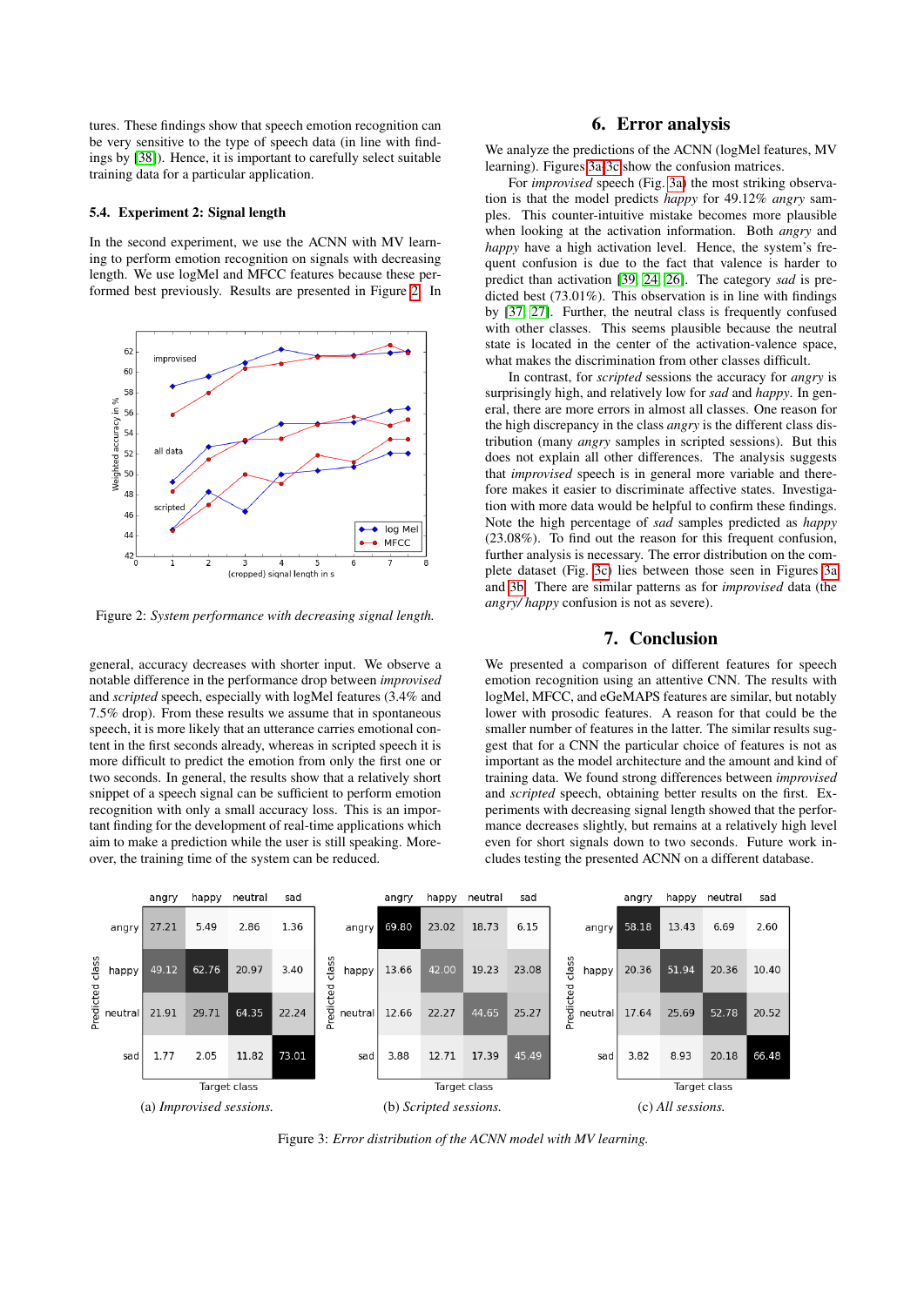tures. These findings show that speech emotion recognition can be very sensitive to the type of speech data (in line with findings by [38]). Hence, it is important to carefully select suitable training data for a particular application.

### 5.4. Experiment 2: Signal length

In the second experiment, we use the ACNN with MV learning to perform emotion recognition on signals with decreasing length. We use logMel and MFCC features because these performed best previously. Results are presented in Figure 2. In general, accuracy decreases with shorter input. We observe a notable difference in the performance drop between *improvised* and *scripted* speech, especially with logMel features (3.4% and 7.5% drop). From these results we assume that in spontaneous speech, it is more likely that an utterance carries emotional content in the first seconds already, whereas in scripted speech it is more difficult to predict the emotion from only the first one or two seconds. In general, the results show that a relatively short snippet of a speech signal can be sufficient to perform emotion recognition with only a small accuracy loss. This is an important finding for the development of real-time applications which aim to make a prediction while the user is still speaking. Moreover, the training time of the system can be reduced.

Figure 2: *System performance with decreasing signal length.*

## 6. Error analysis

We analyze the predictions of the ACNN (logMel features, MV learning). Figures 3a-3c show the confusion matrices.

For *improvised* speech (Fig. 3a) the most striking observation is that the model predicts *happy* for 49.12% *angry* samples. This counter-intuitive mistake becomes more plausible when looking at the activation information. Both *angry* and *happy* have a high activation level. Hence, the system's frequent confusion is due to the fact that valence is harder to predict than activation [39, 24, 26]. The category *sad* is predicted best (73.01%). This observation is in line with findings by [37, 27]. Further, the neutral class is frequently confused with other classes. This seems plausible because the neutral state is located in the center of the activation-valence space, what makes the discrimination from other classes difficult.

In contrast, for *scripted* sessions the accuracy for *angry* is surprisingly high, and relatively low for *sad* and *happy*. In general, there are more errors in almost all classes. One reason for the high discrepancy in the class *angry* is the different class distribution (many *angry* samples in scripted sessions). But this does not explain all other differences. The analysis suggests that *improvised* speech is in general more variable and therefore makes it easier to discriminate affective states. Investigation with more data would be helpful to confirm these findings. Note the high percentage of *sad* samples predicted as *happy* (23.08%). To find out the reason for this frequent confusion, further analysis is necessary. The error distribution on the complete dataset (Fig. 3c) lies between those seen in Figures 3a and 3b. There are similar patterns as for *improvised* data (the *angry/ happy* confusion is not as severe).

## 7. Conclusion

We presented a comparison of different features for speech emotion recognition using an attentive CNN. The results with logMel, MFCC, and eGeMAPS features are similar, but notably lower with prosodic features. A reason for that could be the smaller number of features in the latter. The similar results suggest that for a CNN the particular choice of features is not as important as the model architecture and the amount and kind of training data. We found strong differences between *improvised* and *scripted* speech, obtaining better results on the first. Experiments with decreasing signal length showed that the performance decreases slightly, but remains at a relatively high level even for short signals down to two seconds. Future work includes testing the presented ACNN on a different database.

(a) *Improvised sessions.* (Rows: Predicted class; Columns: Target class)

| | angry | happy | neutral | sad |
|---|---|---|---|---|
| angry | 27.21 | 5.49 | 2.86 | 1.36 |
| happy | 49.12 | 62.76 | 20.97 | 3.40 |
| neutral | 21.91 | 29.71 | 64.35 | 22.24 |
| sad | 1.77 | 2.05 | 11.82 | 73.01 |

(b) *Scripted sessions.* (Rows: Predicted class; Columns: Target class)

| | angry | happy | neutral | sad |
|---|---|---|---|---|
| angry | 69.80 | 23.02 | 18.73 | 6.15 |
| happy | 13.66 | 42.00 | 19.23 | 23.08 |
| neutral | 12.66 | 22.27 | 44.65 | 25.27 |
| sad | 3.88 | 12.71 | 17.39 | 45.49 |

(c) *All sessions.* (Rows: Predicted class; Columns: Target class)

| | angry | happy | neutral | sad |
|---|---|---|---|---|
| angry | 58.18 | 13.43 | 6.69 | 2.60 |
| happy | 20.36 | 51.94 | 20.36 | 10.40 |
| neutral | 17.64 | 25.69 | 52.78 | 20.52 |
| sad | 3.82 | 8.93 | 20.18 | 66.48 |

Figure 3: *Error distribution of the ACNN model with MV learning.*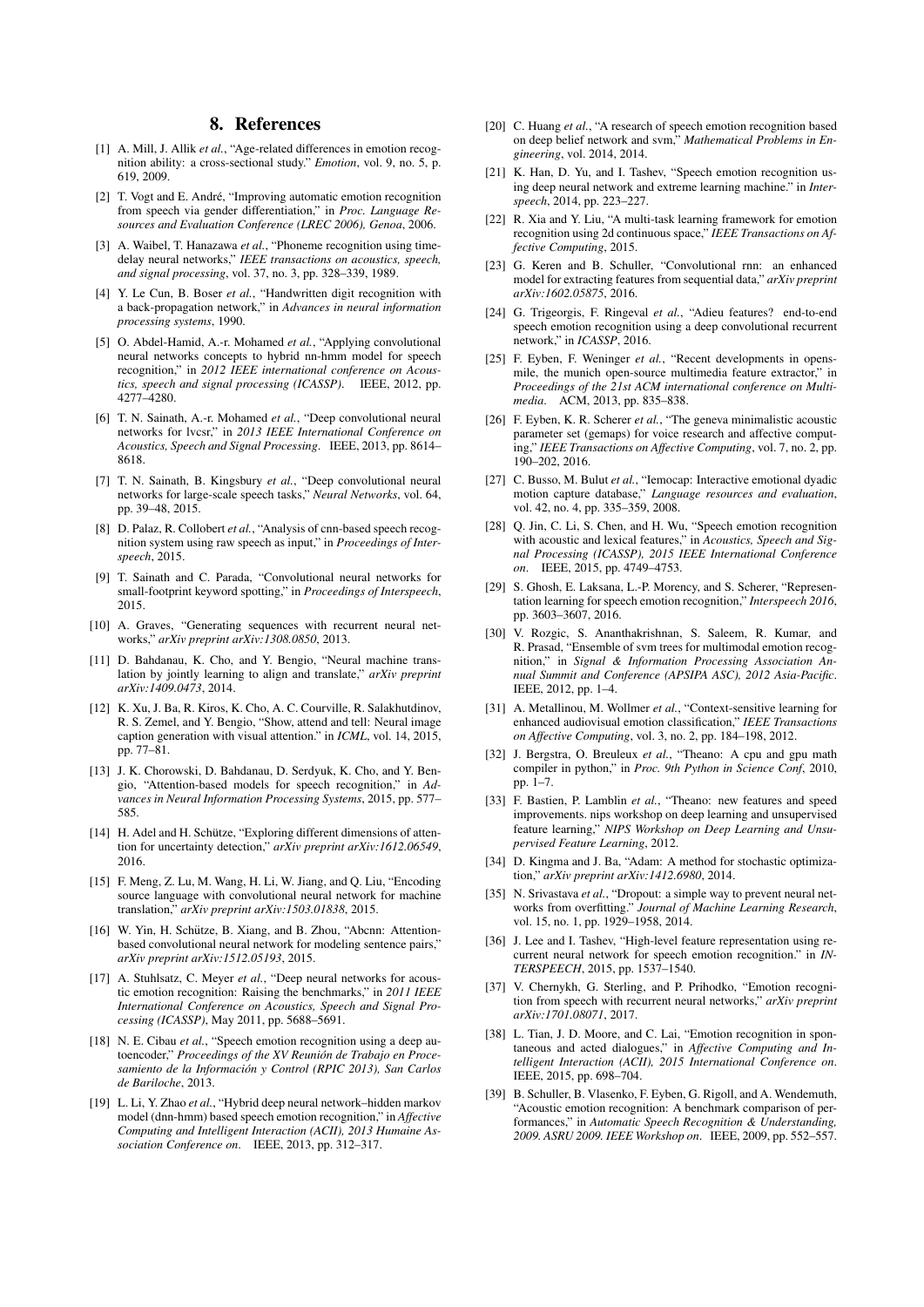## 8. References

[1] A. Mill, J. Allik *et al.*, "Age-related differences in emotion recognition ability: a cross-sectional study." *Emotion*, vol. 9, no. 5, p. 619, 2009.

[2] T. Vogt and E. André, "Improving automatic emotion recognition from speech via gender differentiation," in *Proc. Language Resources and Evaluation Conference (LREC 2006), Genoa*, 2006.

[3] A. Waibel, T. Hanazawa *et al.*, "Phoneme recognition using time-delay neural networks," *IEEE transactions on acoustics, speech, and signal processing*, vol. 37, no. 3, pp. 328–339, 1989.

[4] Y. Le Cun, B. Boser *et al.*, "Handwritten digit recognition with a back-propagation network," in *Advances in neural information processing systems*, 1990.

[5] O. Abdel-Hamid, A.-r. Mohamed *et al.*, "Applying convolutional neural networks concepts to hybrid nn-hmm model for speech recognition," in *2012 IEEE international conference on Acoustics, speech and signal processing (ICASSP)*. IEEE, 2012, pp. 4277–4280.

[6] T. N. Sainath, A.-r. Mohamed *et al.*, "Deep convolutional neural networks for lvcsr," in *2013 IEEE International Conference on Acoustics, Speech and Signal Processing*. IEEE, 2013, pp. 8614–8618.

[7] T. N. Sainath, B. Kingsbury *et al.*, "Deep convolutional neural networks for large-scale speech tasks," *Neural Networks*, vol. 64, pp. 39–48, 2015.

[8] D. Palaz, R. Collobert *et al.*, "Analysis of cnn-based speech recognition system using raw speech as input," in *Proceedings of Interspeech*, 2015.

[9] T. Sainath and C. Parada, "Convolutional neural networks for small-footprint keyword spotting," in *Proceedings of Interspeech*, 2015.

[10] A. Graves, "Generating sequences with recurrent neural networks," *arXiv preprint arXiv:1308.0850*, 2013.

[11] D. Bahdanau, K. Cho, and Y. Bengio, "Neural machine translation by jointly learning to align and translate," *arXiv preprint arXiv:1409.0473*, 2014.

[12] K. Xu, J. Ba, R. Kiros, K. Cho, A. C. Courville, R. Salakhutdinov, R. S. Zemel, and Y. Bengio, "Show, attend and tell: Neural image caption generation with visual attention." in *ICML*, vol. 14, 2015, pp. 77–81.

[13] J. K. Chorowski, D. Bahdanau, D. Serdyuk, K. Cho, and Y. Bengio, "Attention-based models for speech recognition," in *Advances in Neural Information Processing Systems*, 2015, pp. 577–585.

[14] H. Adel and H. Schütze, "Exploring different dimensions of attention for uncertainty detection," *arXiv preprint arXiv:1612.06549*, 2016.

[15] F. Meng, Z. Lu, M. Wang, H. Li, W. Jiang, and Q. Liu, "Encoding source language with convolutional neural network for machine translation," *arXiv preprint arXiv:1503.01838*, 2015.

[16] W. Yin, H. Schütze, B. Xiang, and B. Zhou, "Abcnn: Attention-based convolutional neural network for modeling sentence pairs," *arXiv preprint arXiv:1512.05193*, 2015.

[17] A. Stuhlsatz, C. Meyer *et al.*, "Deep neural networks for acoustic emotion recognition: Raising the benchmarks," in *2011 IEEE International Conference on Acoustics, Speech and Signal Processing (ICASSP)*, May 2011, pp. 5688–5691.

[18] N. E. Cibau *et al.*, "Speech emotion recognition using a deep autoencoder," *Proceedings of the XV Reunión de Trabajo en Procesamiento de la Información y Control (RPIC 2013), San Carlos de Bariloche*, 2013.

[19] L. Li, Y. Zhao *et al.*, "Hybrid deep neural network–hidden markov model (dnn-hmm) based speech emotion recognition," in *Affective Computing and Intelligent Interaction (ACII), 2013 Humaine Association Conference on*. IEEE, 2013, pp. 312–317.

[20] C. Huang *et al.*, "A research of speech emotion recognition based on deep belief network and svm," *Mathematical Problems in Engineering*, vol. 2014, 2014.

[21] K. Han, D. Yu, and I. Tashev, "Speech emotion recognition using deep neural network and extreme learning machine." in *Interspeech*, 2014, pp. 223–227.

[22] R. Xia and Y. Liu, "A multi-task learning framework for emotion recognition using 2d continuous space," *IEEE Transactions on Affective Computing*, 2015.

[23] G. Keren and B. Schuller, "Convolutional rnn: an enhanced model for extracting features from sequential data," *arXiv preprint arXiv:1602.05875*, 2016.

[24] G. Trigeorgis, F. Ringeval *et al.*, "Adieu features? end-to-end speech emotion recognition using a deep convolutional recurrent network," in *ICASSP*, 2016.

[25] F. Eyben, F. Weninger *et al.*, "Recent developments in opensmile, the munich open-source multimedia feature extractor," in *Proceedings of the 21st ACM international conference on Multimedia*. ACM, 2013, pp. 835–838.

[26] F. Eyben, K. R. Scherer *et al.*, "The geneva minimalistic acoustic parameter set (gemaps) for voice research and affective computing," *IEEE Transactions on Affective Computing*, vol. 7, no. 2, pp. 190–202, 2016.

[27] C. Busso, M. Bulut *et al.*, "Iemocap: Interactive emotional dyadic motion capture database," *Language resources and evaluation*, vol. 42, no. 4, pp. 335–359, 2008.

[28] Q. Jin, C. Li, S. Chen, and H. Wu, "Speech emotion recognition with acoustic and lexical features," in *Acoustics, Speech and Signal Processing (ICASSP), 2015 IEEE International Conference on*. IEEE, 2015, pp. 4749–4753.

[29] S. Ghosh, E. Laksana, L.-P. Morency, and S. Scherer, "Representation learning for speech emotion recognition," *Interspeech 2016*, pp. 3603–3607, 2016.

[30] V. Rozgic, S. Ananthakrishnan, S. Saleem, R. Kumar, and R. Prasad, "Ensemble of svm trees for multimodal emotion recognition," in *Signal & Information Processing Association Annual Summit and Conference (APSIPA ASC), 2012 Asia-Pacific*. IEEE, 2012, pp. 1–4.

[31] A. Metallinou, M. Wollmer *et al.*, "Context-sensitive learning for enhanced audiovisual emotion classification," *IEEE Transactions on Affective Computing*, vol. 3, no. 2, pp. 184–198, 2012.

[32] J. Bergstra, O. Breuleux *et al.*, "Theano: A cpu and gpu math compiler in python," in *Proc. 9th Python in Science Conf*, 2010, pp. 1–7.

[33] F. Bastien, P. Lamblin *et al.*, "Theano: new features and speed improvements. nips workshop on deep learning and unsupervised feature learning," *NIPS Workshop on Deep Learning and Unsupervised Feature Learning*, 2012.

[34] D. Kingma and J. Ba, "Adam: A method for stochastic optimization," *arXiv preprint arXiv:1412.6980*, 2014.

[35] N. Srivastava *et al.*, "Dropout: a simple way to prevent neural networks from overfitting." *Journal of Machine Learning Research*, vol. 15, no. 1, pp. 1929–1958, 2014.

[36] J. Lee and I. Tashev, "High-level feature representation using recurrent neural network for speech emotion recognition." in *INTERSPEECH*, 2015, pp. 1537–1540.

[37] V. Chernykh, G. Sterling, and P. Prihodko, "Emotion recognition from speech with recurrent neural networks," *arXiv preprint arXiv:1701.08071*, 2017.

[38] L. Tian, J. D. Moore, and C. Lai, "Emotion recognition in spontaneous and acted dialogues," in *Affective Computing and Intelligent Interaction (ACII), 2015 International Conference on*. IEEE, 2015, pp. 698–704.

[39] B. Schuller, B. Vlasenko, F. Eyben, G. Rigoll, and A. Wendemuth, "Acoustic emotion recognition: A benchmark comparison of performances," in *Automatic Speech Recognition & Understanding, 2009. ASRU 2009. IEEE Workshop on*. IEEE, 2009, pp. 552–557.